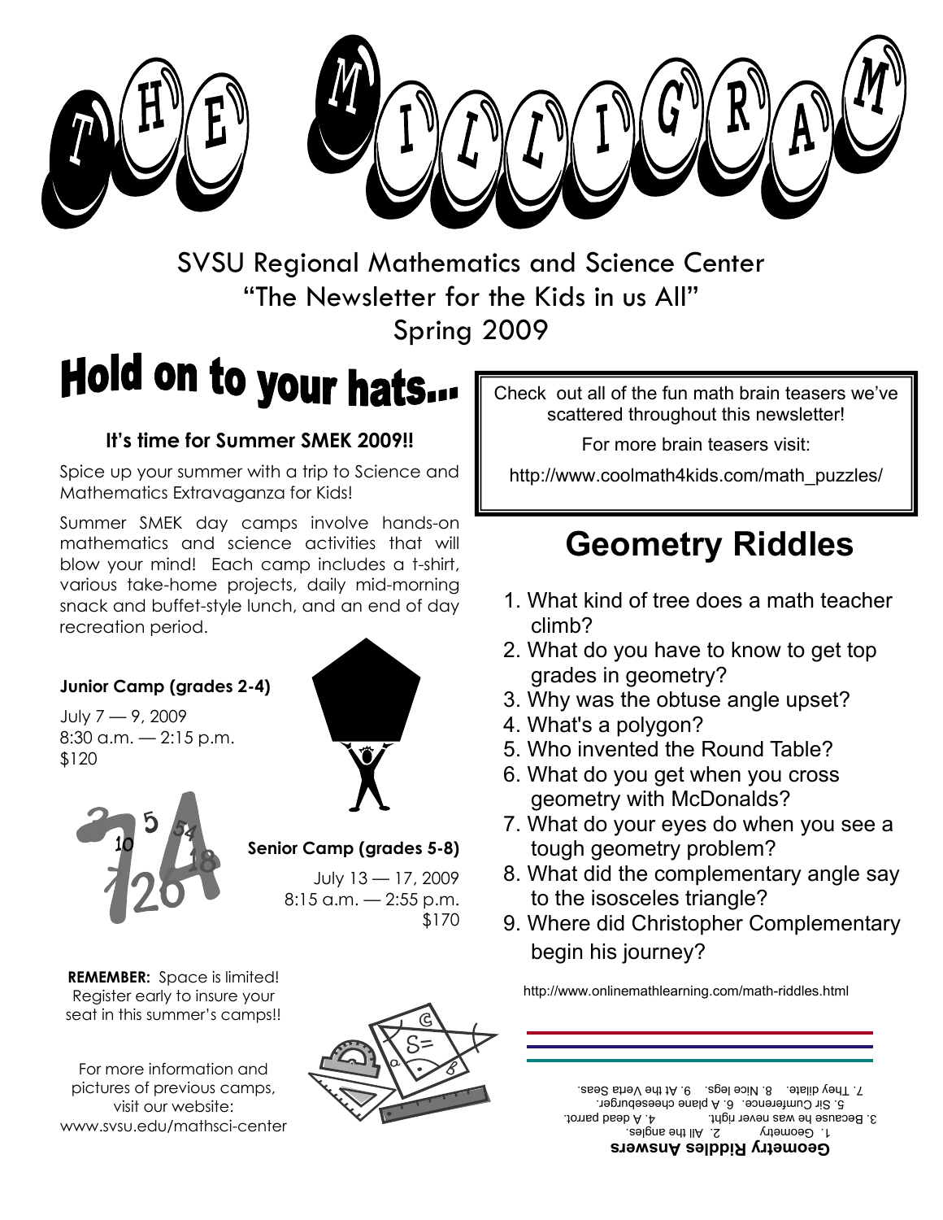# THE MILLIGRAM

SVSU Regional Mathematics and Science Center
"The Newsletter for the Kids in us All"
Spring 2009

## Hold on to your hats...

### It's time for Summer SMEK 2009!!

Spice up your summer with a trip to Science and Mathematics Extravaganza for Kids!

Summer SMEK day camps involve hands-on mathematics and science activities that will blow your mind! Each camp includes a t-shirt, various take-home projects, daily mid-morning snack and buffet-style lunch, and an end of day recreation period.

**Junior Camp (grades 2-4)**

July 7 — 9, 2009
8:30 a.m. — 2:15 p.m.
$120

**Senior Camp (grades 5-8)**

July 13 — 17, 2009
8:15 a.m. — 2:55 p.m.
$170

**REMEMBER:** Space is limited! Register early to insure your seat in this summer's camps!!

For more information and pictures of previous camps, visit our website:
www.svsu.edu/mathsci-center

Check out all of the fun math brain teasers we've scattered throughout this newsletter!

For more brain teasers visit:

http://www.coolmath4kids.com/math_puzzles/

## Geometry Riddles

1. What kind of tree does a math teacher climb?
2. What do you have to know to get top grades in geometry?
3. Why was the obtuse angle upset?
4. What's a polygon?
5. Who invented the Round Table?
6. What do you get when you cross geometry with McDonalds?
7. What do your eyes do when you see a tough geometry problem?
8. What did the complementary angle say to the isosceles triangle?
9. Where did Christopher Complementary begin his journey?

http://www.onlinemathlearning.com/math-riddles.html

**Geometry Riddles Answers**

1. Geometry 2. All the angles.
3. Because he was never right. 4. A dead parrot.
5. Sir Cumference. 6. A plane cheeseburger.
7. They dilate. 8. Nice legs. 9. At the Verta Seas.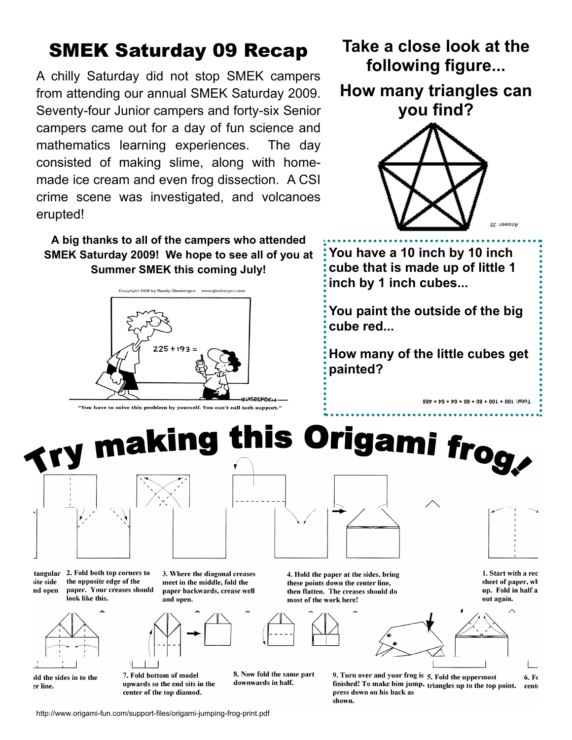# SMEK Saturday 09 Recap

A chilly Saturday did not stop SMEK campers from attending our annual SMEK Saturday 2009. Seventy-four Junior campers and forty-six Senior campers came out for a day of fun science and mathematics learning experiences. The day consisted of making slime, along with home-made ice cream and even frog dissection. A CSI crime scene was investigated, and volcanoes erupted!

**A big thanks to all of the campers who attended SMEK Saturday 2009! We hope to see all of you at Summer SMEK this coming July!**

Copyright 2006 by Randy Glasbergen. www.glasbergen.com

225 + 193 =

"You have to solve this problem by yourself. You can't call tech support."

## Take a close look at the following figure...

## How many triangles can you find?

Answer: 35

**You have a 10 inch by 10 inch cube that is made up of little 1 inch by 1 inch cubes...**

**You paint the outside of the big cube red...**

**How many of the little cubes get painted?**

Total: 100 + 100 + 80 + 80 + 64 + 64 = 488

# Try making this Origami frog!

1. Start with a rectangular sheet of paper, white side up. Fold in half and open out again.

2. Fold both top corners to the opposite edge of the paper. Your creases should look like this.

3. Where the diagonal creases meet in the middle, fold the paper backwards, crease well and open.

4. Hold the paper at the sides, bring these points down the center line, then flatten. The creases should do most of the work here!

5. Fold the uppermost triangles up to the top point.

6. Fold the sides in to the center line.

7. Fold bottom of model upwards so the end sits in the center of the top diamod.

8. Now fold the same part downwards in half.

9. Turn over and yuor frog is finished! To make him jump, press down on his back as shown.

http://www.origami-fun.com/support-files/origami-jumping-frog-print.pdf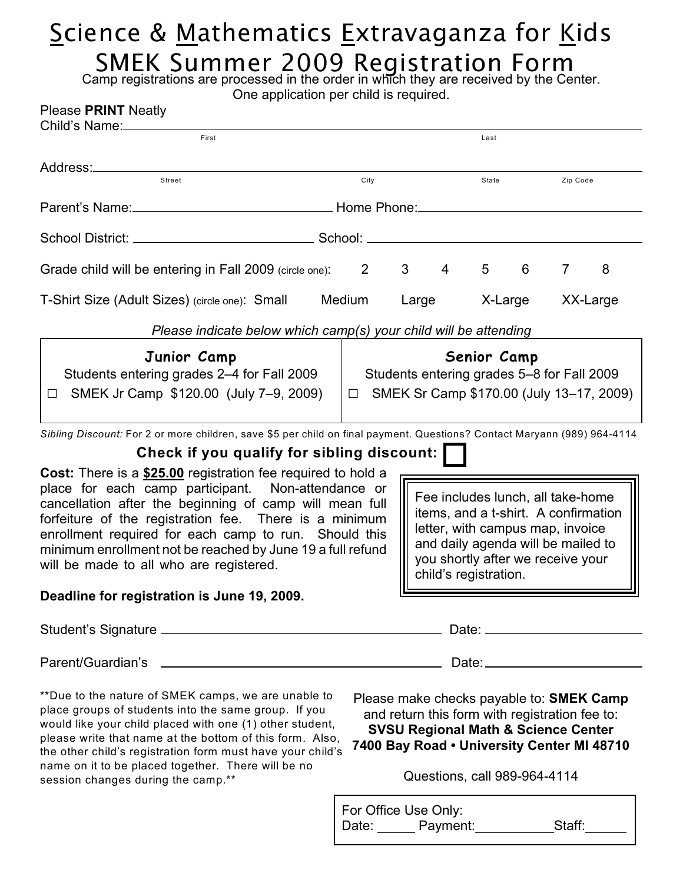# Science & Mathematics Extravaganza for Kids
# SMEK Summer 2009 Registration Form

Camp registrations are processed in the order in which they are received by the Center.
One application per child is required.

Please **PRINT** Neatly

Child's Name: ______________________________________________
First Last

Address: ______________________________________________
Street City State Zip Code

Parent's Name: ____________________ Home Phone: ____________________

School District: ____________________ School: ____________________

Grade child will be entering in Fall 2009 (circle one): 2 3 4 5 6 7 8

T-Shirt Size (Adult Sizes) (circle one): Small Medium Large X-Large XX-Large

*Please indicate below which camp(s) your child will be attending*

| Junior Camp | Senior Camp |
|---|---|
| Students entering grades 2–4 for Fall 2009 | Students entering grades 5–8 for Fall 2009 |
| ☐ SMEK Jr Camp $120.00 (July 7–9, 2009) | ☐ SMEK Sr Camp $170.00 (July 13–17, 2009) |

*Sibling Discount:* For 2 or more children, save $5 per child on final payment. Questions? Contact Maryann (989) 964-4114

**Check if you qualify for sibling discount:** ☐

**Cost:** There is a **$25.00** registration fee required to hold a place for each camp participant. Non-attendance or cancellation after the beginning of camp will mean full forfeiture of the registration fee. There is a minimum enrollment required for each camp to run. Should this minimum enrollment not be reached by June 19 a full refund will be made to all who are registered.

Fee includes lunch, all take-home items, and a t-shirt. A confirmation letter, with campus map, invoice and daily agenda will be mailed to you shortly after we receive your child's registration.

**Deadline for registration is June 19, 2009.**

Student's Signature ______________________________ Date: ____________

Parent/Guardian's ______________________________ Date: ____________

**Due to the nature of SMEK camps, we are unable to place groups of students into the same group. If you would like your child placed with one (1) other student, please write that name at the bottom of this form. Also, the other child's registration form must have your child's name on it to be placed together. There will be no session changes during the camp.**

Please make checks payable to: **SMEK Camp** and return this form with registration fee to:
**SVSU Regional Math & Science Center**
**7400 Bay Road • University Center MI 48710**

Questions, call 989-964-4114

For Office Use Only:
Date: ______ Payment: __________ Staff: ______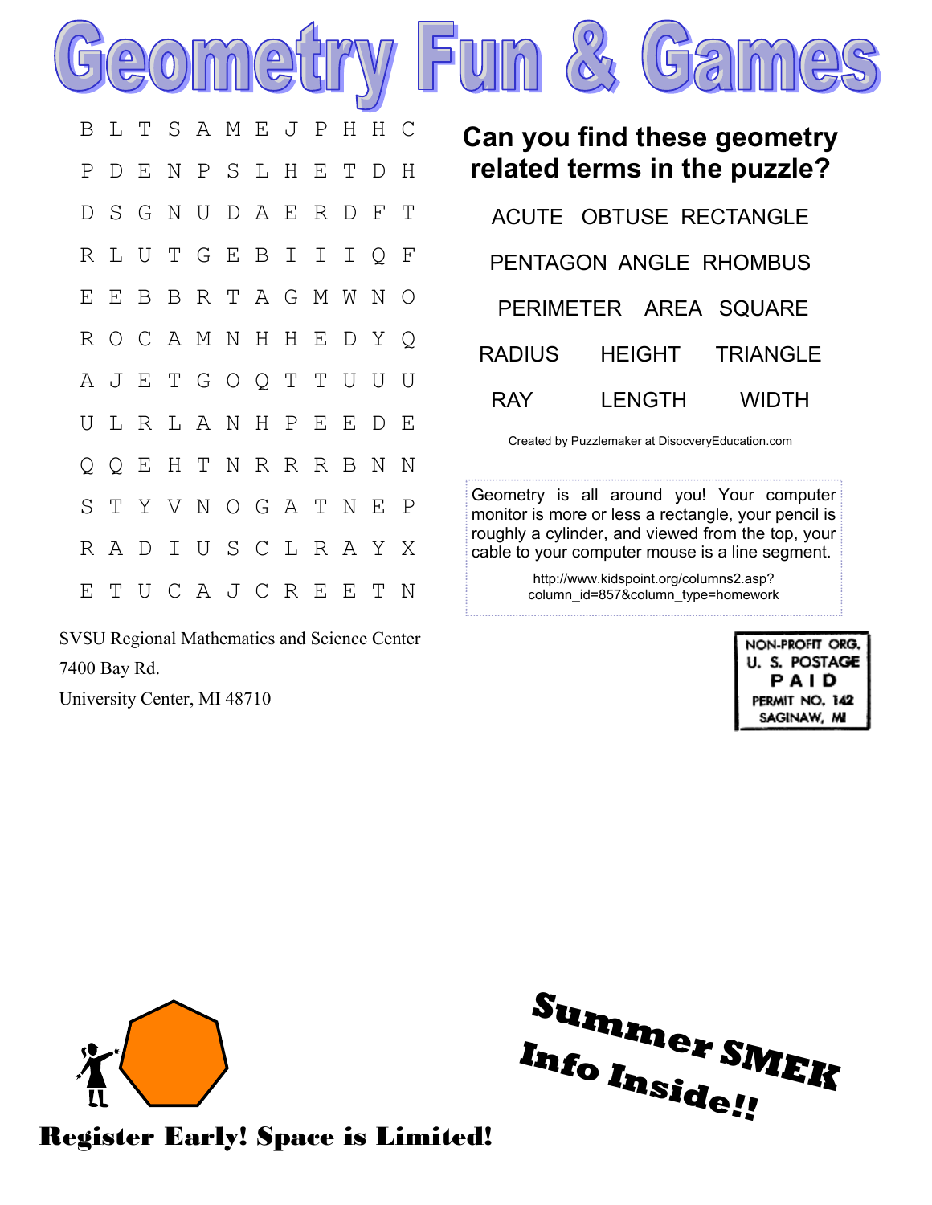# Geometry Fun & Games

| | | | | | | | | | | | |
|---|---|---|---|---|---|---|---|---|---|---|---|
| B | L | T | S | A | M | E | J | P | H | H | C |
| P | D | E | N | P | S | L | H | E | T | D | H |
| D | S | G | N | U | D | A | E | R | D | F | T |
| R | L | U | T | G | E | B | I | I | I | Q | F |
| E | E | B | B | R | T | A | G | M | W | N | O |
| R | O | C | A | M | N | H | H | E | D | Y | Q |
| A | J | E | T | G | O | Q | T | T | U | U | U |
| U | L | R | L | A | N | H | P | E | E | D | E |
| Q | Q | E | H | T | N | R | R | R | B | N | N |
| S | T | Y | V | N | O | G | A | T | N | E | P |
| R | A | D | I | U | S | C | L | R | A | Y | X |
| E | T | U | C | A | J | C | R | E | E | T | N |

## Can you find these geometry related terms in the puzzle?

ACUTE OBTUSE RECTANGLE

PENTAGON ANGLE RHOMBUS

PERIMETER AREA SQUARE

RADIUS HEIGHT TRIANGLE

RAY LENGTH WIDTH

Created by Puzzlemaker at DisocveryEducation.com

Geometry is all around you! Your computer monitor is more or less a rectangle, your pencil is roughly a cylinder, and viewed from the top, your cable to your computer mouse is a line segment.

http://www.kidspoint.org/columns2.asp?column_id=857&column_type=homework

SVSU Regional Mathematics and Science Center
7400 Bay Rd.
University Center, MI 48710

NON-PROFIT ORG.
U. S. POSTAGE
PAID
PERMIT NO. 142
SAGINAW, MI

**Summer SMEK Info Inside!!**

**Register Early! Space is Limited!**